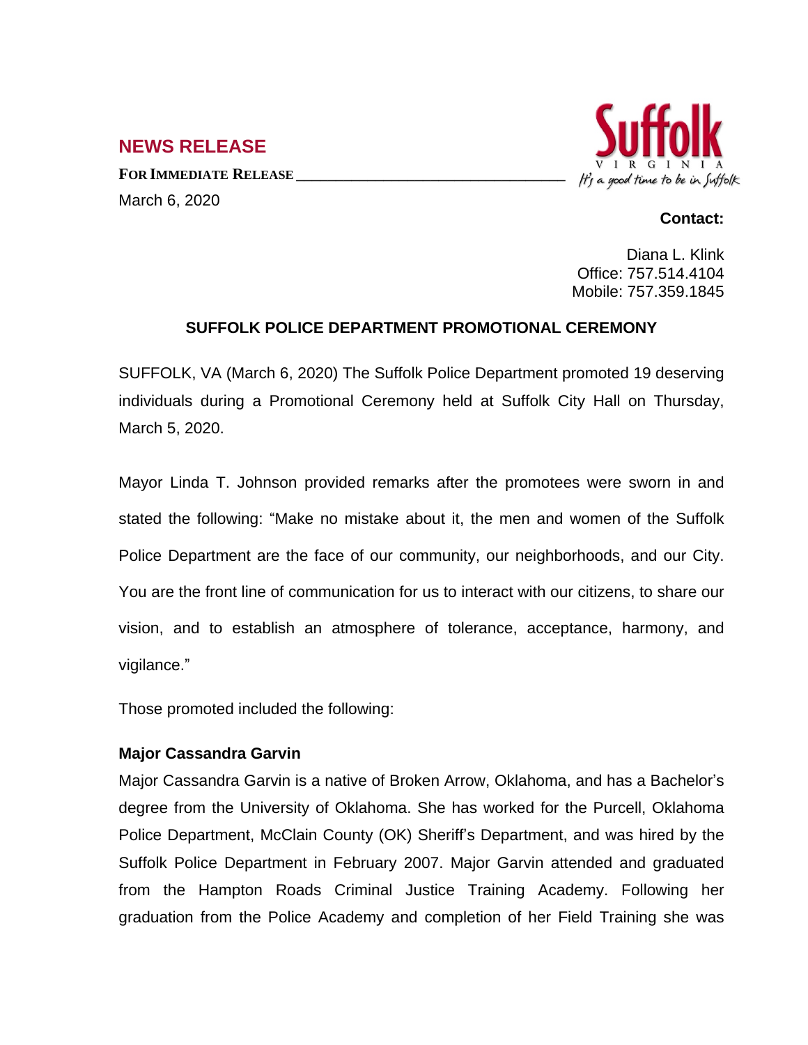## NEWS RELEASE

**FOR IMMEDIATE RELEASE**

March 6, 2020

Suffolk VIRGINIA *It's a good time to be in Suffolk*

**Contact:**

Diana L. Klink
Office: 757.514.4104
Mobile: 757.359.1845

### SUFFOLK POLICE DEPARTMENT PROMOTIONAL CEREMONY

SUFFOLK, VA (March 6, 2020) The Suffolk Police Department promoted 19 deserving individuals during a Promotional Ceremony held at Suffolk City Hall on Thursday, March 5, 2020.

Mayor Linda T. Johnson provided remarks after the promotees were sworn in and stated the following: "Make no mistake about it, the men and women of the Suffolk Police Department are the face of our community, our neighborhoods, and our City. You are the front line of communication for us to interact with our citizens, to share our vision, and to establish an atmosphere of tolerance, acceptance, harmony, and vigilance."

Those promoted included the following:

**Major Cassandra Garvin**

Major Cassandra Garvin is a native of Broken Arrow, Oklahoma, and has a Bachelor's degree from the University of Oklahoma. She has worked for the Purcell, Oklahoma Police Department, McClain County (OK) Sheriff's Department, and was hired by the Suffolk Police Department in February 2007. Major Garvin attended and graduated from the Hampton Roads Criminal Justice Training Academy. Following her graduation from the Police Academy and completion of her Field Training she was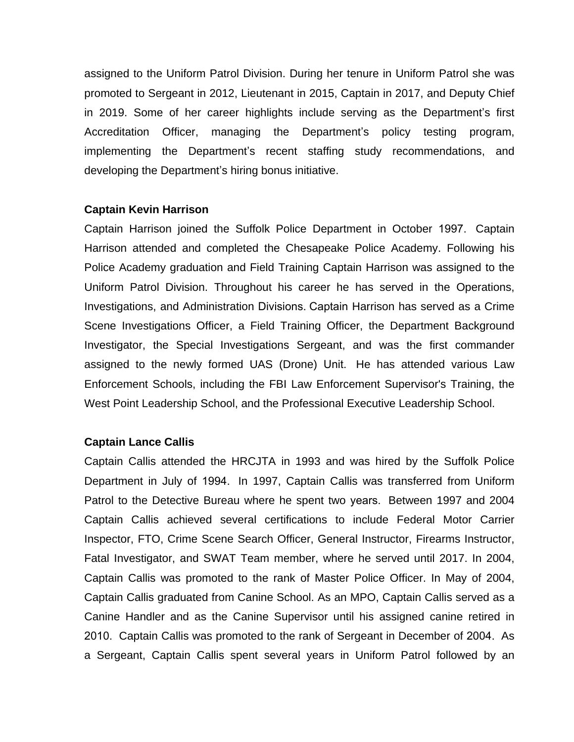assigned to the Uniform Patrol Division. During her tenure in Uniform Patrol she was promoted to Sergeant in 2012, Lieutenant in 2015, Captain in 2017, and Deputy Chief in 2019. Some of her career highlights include serving as the Department's first Accreditation Officer, managing the Department's policy testing program, implementing the Department's recent staffing study recommendations, and developing the Department's hiring bonus initiative.

**Captain Kevin Harrison**

Captain Harrison joined the Suffolk Police Department in October 1997. Captain Harrison attended and completed the Chesapeake Police Academy. Following his Police Academy graduation and Field Training Captain Harrison was assigned to the Uniform Patrol Division. Throughout his career he has served in the Operations, Investigations, and Administration Divisions. Captain Harrison has served as a Crime Scene Investigations Officer, a Field Training Officer, the Department Background Investigator, the Special Investigations Sergeant, and was the first commander assigned to the newly formed UAS (Drone) Unit. He has attended various Law Enforcement Schools, including the FBI Law Enforcement Supervisor's Training, the West Point Leadership School, and the Professional Executive Leadership School.

**Captain Lance Callis**

Captain Callis attended the HRCJTA in 1993 and was hired by the Suffolk Police Department in July of 1994. In 1997, Captain Callis was transferred from Uniform Patrol to the Detective Bureau where he spent two years. Between 1997 and 2004 Captain Callis achieved several certifications to include Federal Motor Carrier Inspector, FTO, Crime Scene Search Officer, General Instructor, Firearms Instructor, Fatal Investigator, and SWAT Team member, where he served until 2017. In 2004, Captain Callis was promoted to the rank of Master Police Officer. In May of 2004, Captain Callis graduated from Canine School. As an MPO, Captain Callis served as a Canine Handler and as the Canine Supervisor until his assigned canine retired in 2010. Captain Callis was promoted to the rank of Sergeant in December of 2004. As a Sergeant, Captain Callis spent several years in Uniform Patrol followed by an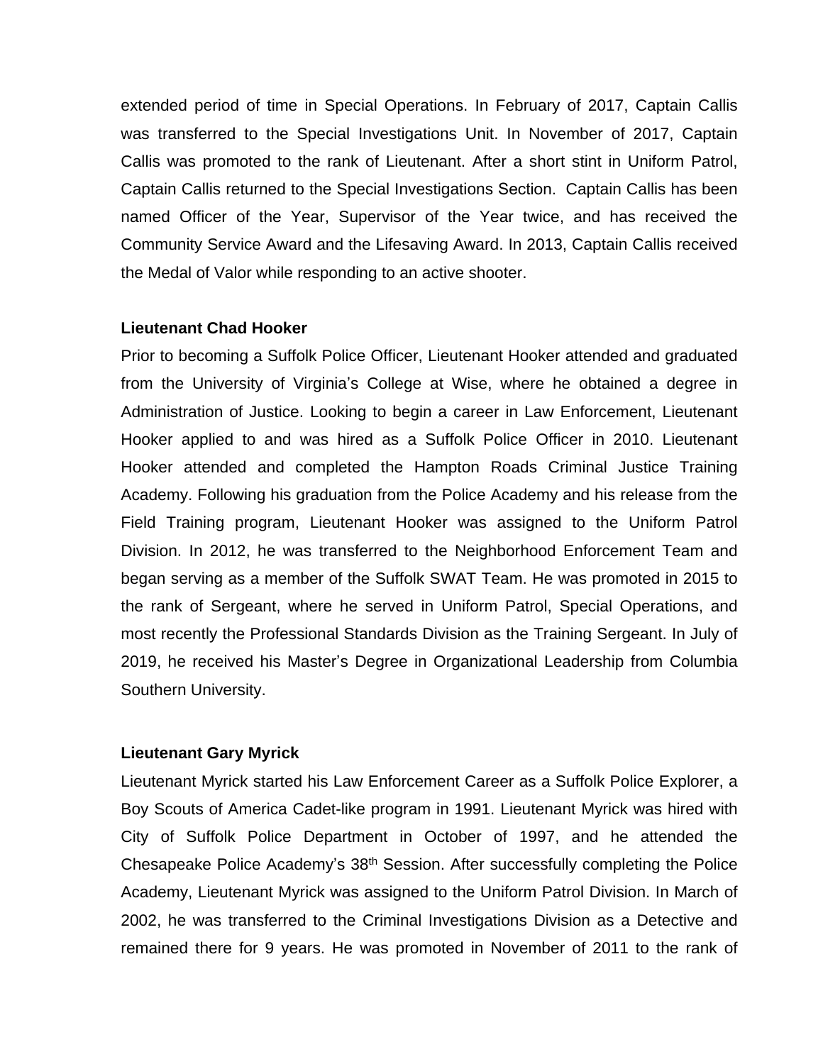extended period of time in Special Operations. In February of 2017, Captain Callis was transferred to the Special Investigations Unit. In November of 2017, Captain Callis was promoted to the rank of Lieutenant. After a short stint in Uniform Patrol, Captain Callis returned to the Special Investigations Section. Captain Callis has been named Officer of the Year, Supervisor of the Year twice, and has received the Community Service Award and the Lifesaving Award. In 2013, Captain Callis received the Medal of Valor while responding to an active shooter.

**Lieutenant Chad Hooker**

Prior to becoming a Suffolk Police Officer, Lieutenant Hooker attended and graduated from the University of Virginia's College at Wise, where he obtained a degree in Administration of Justice. Looking to begin a career in Law Enforcement, Lieutenant Hooker applied to and was hired as a Suffolk Police Officer in 2010. Lieutenant Hooker attended and completed the Hampton Roads Criminal Justice Training Academy. Following his graduation from the Police Academy and his release from the Field Training program, Lieutenant Hooker was assigned to the Uniform Patrol Division. In 2012, he was transferred to the Neighborhood Enforcement Team and began serving as a member of the Suffolk SWAT Team. He was promoted in 2015 to the rank of Sergeant, where he served in Uniform Patrol, Special Operations, and most recently the Professional Standards Division as the Training Sergeant. In July of 2019, he received his Master's Degree in Organizational Leadership from Columbia Southern University.

**Lieutenant Gary Myrick**

Lieutenant Myrick started his Law Enforcement Career as a Suffolk Police Explorer, a Boy Scouts of America Cadet-like program in 1991. Lieutenant Myrick was hired with City of Suffolk Police Department in October of 1997, and he attended the Chesapeake Police Academy's 38th Session. After successfully completing the Police Academy, Lieutenant Myrick was assigned to the Uniform Patrol Division. In March of 2002, he was transferred to the Criminal Investigations Division as a Detective and remained there for 9 years. He was promoted in November of 2011 to the rank of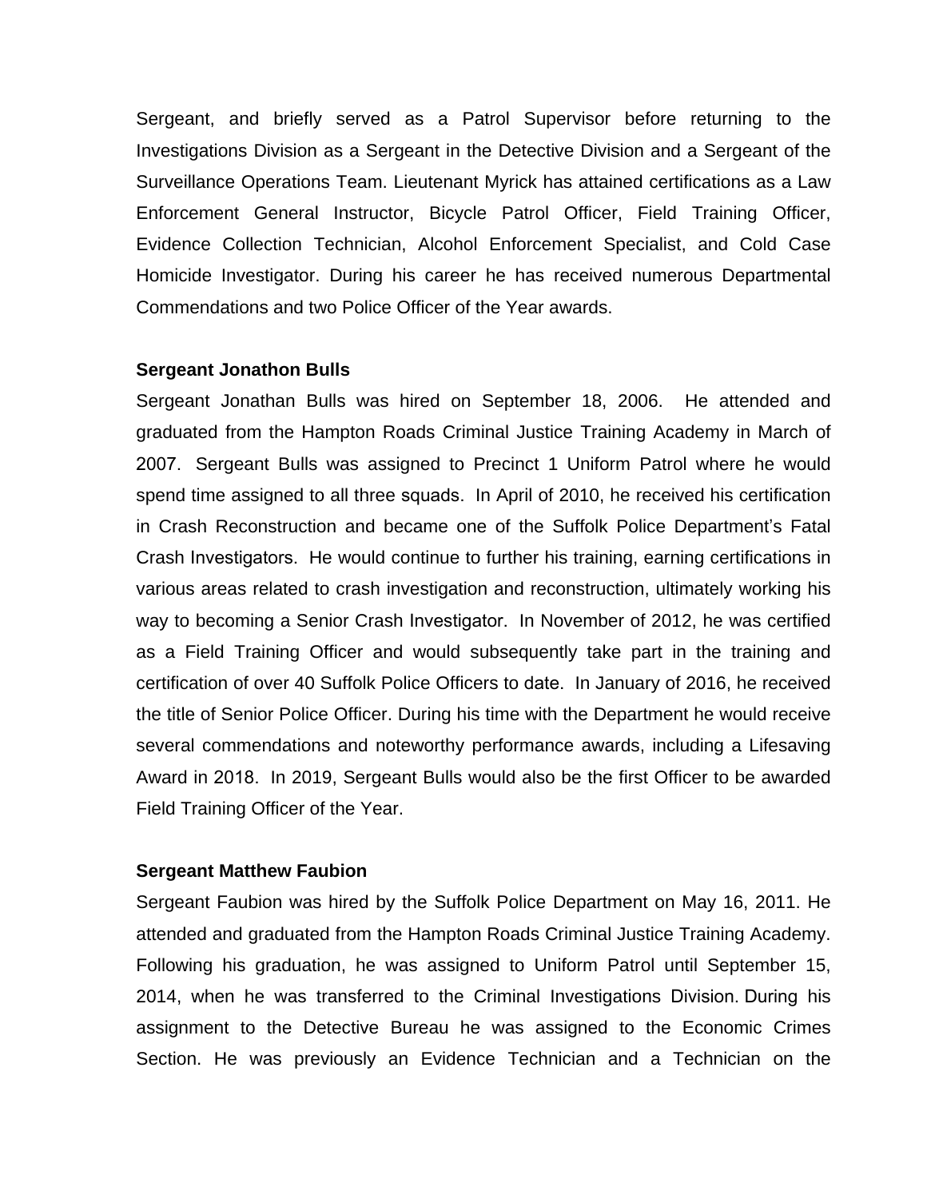Sergeant, and briefly served as a Patrol Supervisor before returning to the Investigations Division as a Sergeant in the Detective Division and a Sergeant of the Surveillance Operations Team. Lieutenant Myrick has attained certifications as a Law Enforcement General Instructor, Bicycle Patrol Officer, Field Training Officer, Evidence Collection Technician, Alcohol Enforcement Specialist, and Cold Case Homicide Investigator. During his career he has received numerous Departmental Commendations and two Police Officer of the Year awards.

**Sergeant Jonathon Bulls**

Sergeant Jonathan Bulls was hired on September 18, 2006. He attended and graduated from the Hampton Roads Criminal Justice Training Academy in March of 2007. Sergeant Bulls was assigned to Precinct 1 Uniform Patrol where he would spend time assigned to all three squads. In April of 2010, he received his certification in Crash Reconstruction and became one of the Suffolk Police Department's Fatal Crash Investigators. He would continue to further his training, earning certifications in various areas related to crash investigation and reconstruction, ultimately working his way to becoming a Senior Crash Investigator. In November of 2012, he was certified as a Field Training Officer and would subsequently take part in the training and certification of over 40 Suffolk Police Officers to date. In January of 2016, he received the title of Senior Police Officer. During his time with the Department he would receive several commendations and noteworthy performance awards, including a Lifesaving Award in 2018. In 2019, Sergeant Bulls would also be the first Officer to be awarded Field Training Officer of the Year.

**Sergeant Matthew Faubion**

Sergeant Faubion was hired by the Suffolk Police Department on May 16, 2011. He attended and graduated from the Hampton Roads Criminal Justice Training Academy. Following his graduation, he was assigned to Uniform Patrol until September 15, 2014, when he was transferred to the Criminal Investigations Division. During his assignment to the Detective Bureau he was assigned to the Economic Crimes Section. He was previously an Evidence Technician and a Technician on the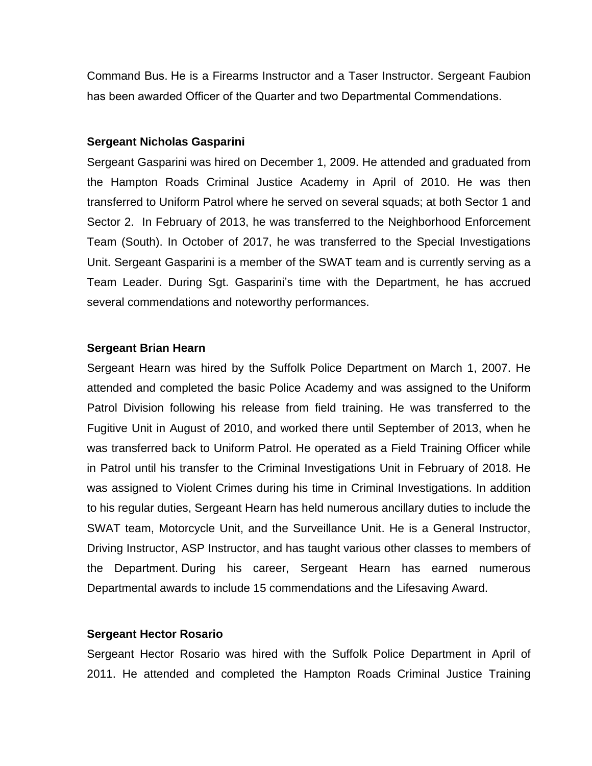Command Bus. He is a Firearms Instructor and a Taser Instructor. Sergeant Faubion has been awarded Officer of the Quarter and two Departmental Commendations.

**Sergeant Nicholas Gasparini**

Sergeant Gasparini was hired on December 1, 2009. He attended and graduated from the Hampton Roads Criminal Justice Academy in April of 2010. He was then transferred to Uniform Patrol where he served on several squads; at both Sector 1 and Sector 2. In February of 2013, he was transferred to the Neighborhood Enforcement Team (South). In October of 2017, he was transferred to the Special Investigations Unit. Sergeant Gasparini is a member of the SWAT team and is currently serving as a Team Leader. During Sgt. Gasparini's time with the Department, he has accrued several commendations and noteworthy performances.

**Sergeant Brian Hearn**

Sergeant Hearn was hired by the Suffolk Police Department on March 1, 2007. He attended and completed the basic Police Academy and was assigned to the Uniform Patrol Division following his release from field training. He was transferred to the Fugitive Unit in August of 2010, and worked there until September of 2013, when he was transferred back to Uniform Patrol. He operated as a Field Training Officer while in Patrol until his transfer to the Criminal Investigations Unit in February of 2018. He was assigned to Violent Crimes during his time in Criminal Investigations. In addition to his regular duties, Sergeant Hearn has held numerous ancillary duties to include the SWAT team, Motorcycle Unit, and the Surveillance Unit. He is a General Instructor, Driving Instructor, ASP Instructor, and has taught various other classes to members of the Department. During his career, Sergeant Hearn has earned numerous Departmental awards to include 15 commendations and the Lifesaving Award.

**Sergeant Hector Rosario**

Sergeant Hector Rosario was hired with the Suffolk Police Department in April of 2011. He attended and completed the Hampton Roads Criminal Justice Training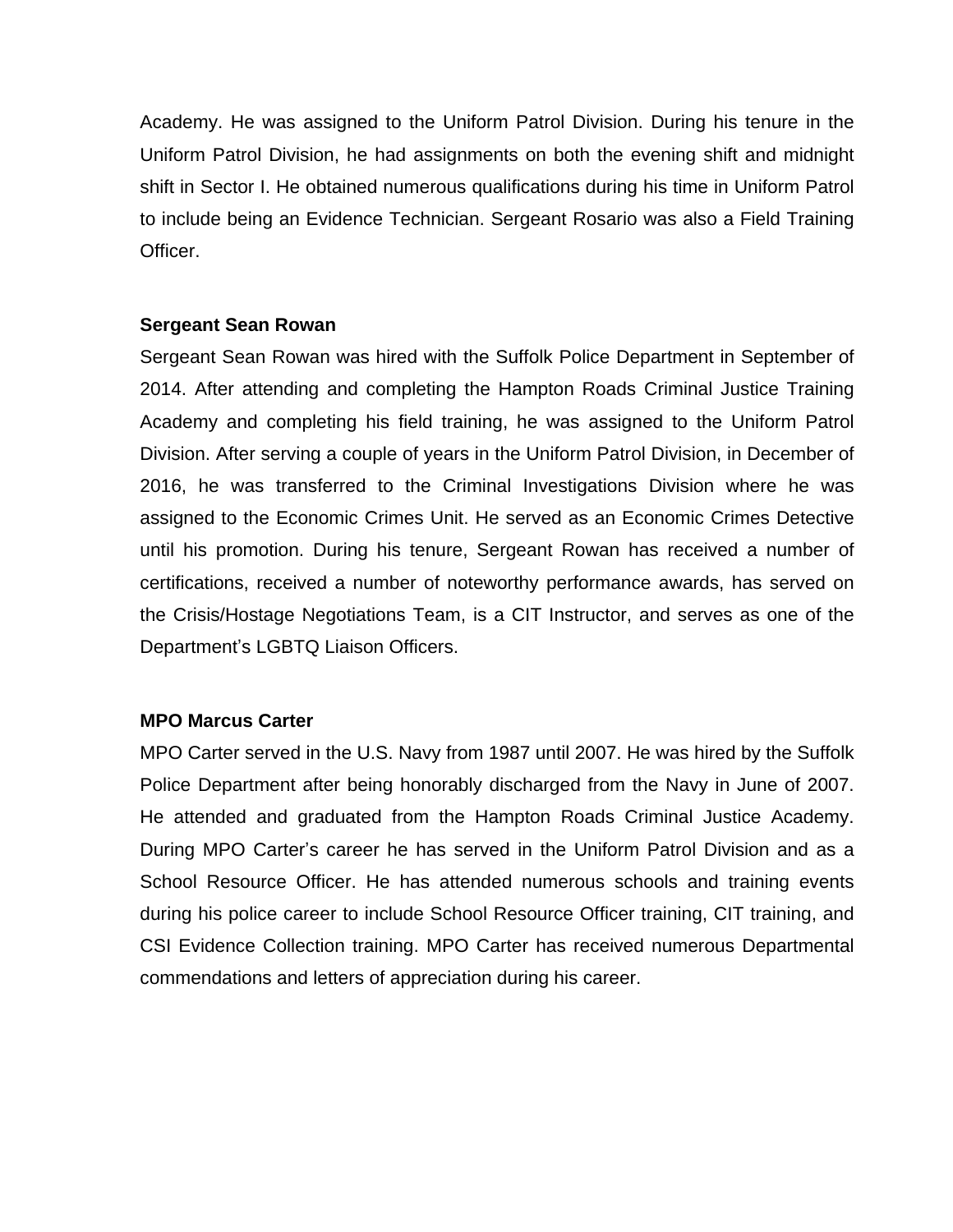Academy. He was assigned to the Uniform Patrol Division. During his tenure in the Uniform Patrol Division, he had assignments on both the evening shift and midnight shift in Sector I. He obtained numerous qualifications during his time in Uniform Patrol to include being an Evidence Technician. Sergeant Rosario was also a Field Training Officer.

**Sergeant Sean Rowan**

Sergeant Sean Rowan was hired with the Suffolk Police Department in September of 2014. After attending and completing the Hampton Roads Criminal Justice Training Academy and completing his field training, he was assigned to the Uniform Patrol Division. After serving a couple of years in the Uniform Patrol Division, in December of 2016, he was transferred to the Criminal Investigations Division where he was assigned to the Economic Crimes Unit. He served as an Economic Crimes Detective until his promotion. During his tenure, Sergeant Rowan has received a number of certifications, received a number of noteworthy performance awards, has served on the Crisis/Hostage Negotiations Team, is a CIT Instructor, and serves as one of the Department's LGBTQ Liaison Officers.

**MPO Marcus Carter**

MPO Carter served in the U.S. Navy from 1987 until 2007. He was hired by the Suffolk Police Department after being honorably discharged from the Navy in June of 2007. He attended and graduated from the Hampton Roads Criminal Justice Academy. During MPO Carter's career he has served in the Uniform Patrol Division and as a School Resource Officer. He has attended numerous schools and training events during his police career to include School Resource Officer training, CIT training, and CSI Evidence Collection training. MPO Carter has received numerous Departmental commendations and letters of appreciation during his career.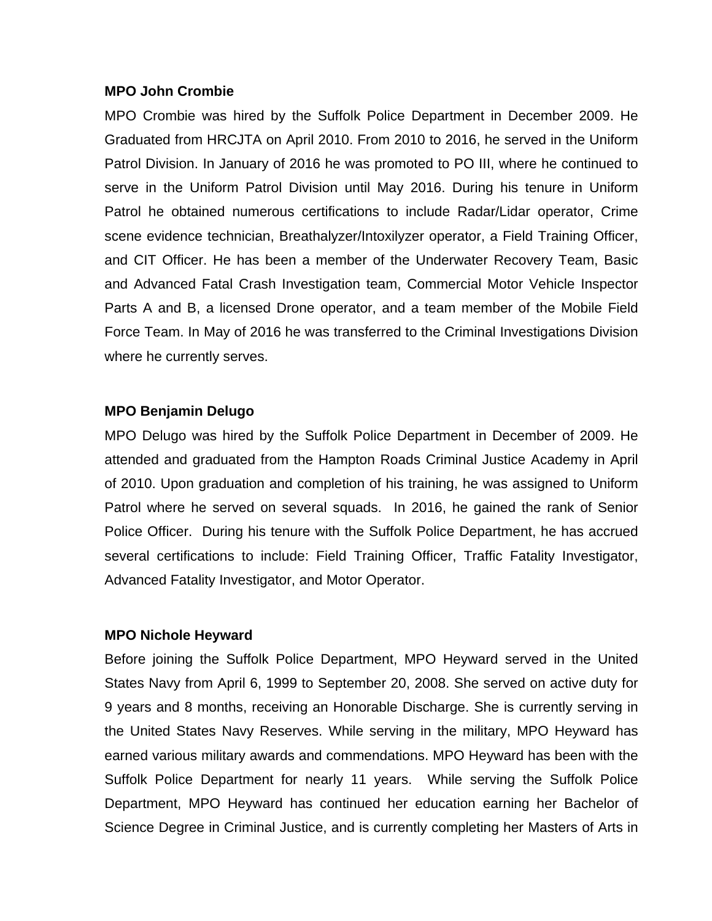**MPO John Crombie**

MPO Crombie was hired by the Suffolk Police Department in December 2009. He Graduated from HRCJTA on April 2010. From 2010 to 2016, he served in the Uniform Patrol Division. In January of 2016 he was promoted to PO III, where he continued to serve in the Uniform Patrol Division until May 2016. During his tenure in Uniform Patrol he obtained numerous certifications to include Radar/Lidar operator, Crime scene evidence technician, Breathalyzer/Intoxilyzer operator, a Field Training Officer, and CIT Officer. He has been a member of the Underwater Recovery Team, Basic and Advanced Fatal Crash Investigation team, Commercial Motor Vehicle Inspector Parts A and B, a licensed Drone operator, and a team member of the Mobile Field Force Team. In May of 2016 he was transferred to the Criminal Investigations Division where he currently serves.

**MPO Benjamin Delugo**

MPO Delugo was hired by the Suffolk Police Department in December of 2009. He attended and graduated from the Hampton Roads Criminal Justice Academy in April of 2010. Upon graduation and completion of his training, he was assigned to Uniform Patrol where he served on several squads. In 2016, he gained the rank of Senior Police Officer. During his tenure with the Suffolk Police Department, he has accrued several certifications to include: Field Training Officer, Traffic Fatality Investigator, Advanced Fatality Investigator, and Motor Operator.

**MPO Nichole Heyward**

Before joining the Suffolk Police Department, MPO Heyward served in the United States Navy from April 6, 1999 to September 20, 2008. She served on active duty for 9 years and 8 months, receiving an Honorable Discharge. She is currently serving in the United States Navy Reserves. While serving in the military, MPO Heyward has earned various military awards and commendations. MPO Heyward has been with the Suffolk Police Department for nearly 11 years. While serving the Suffolk Police Department, MPO Heyward has continued her education earning her Bachelor of Science Degree in Criminal Justice, and is currently completing her Masters of Arts in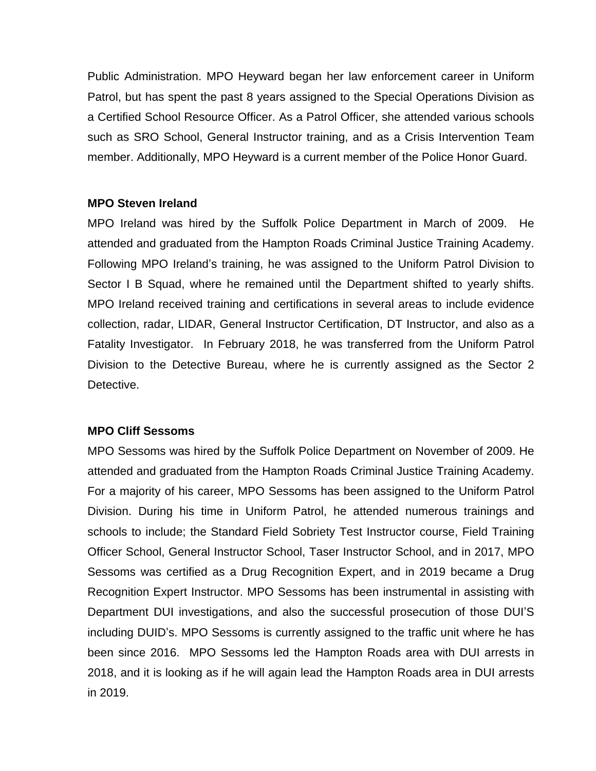Public Administration. MPO Heyward began her law enforcement career in Uniform Patrol, but has spent the past 8 years assigned to the Special Operations Division as a Certified School Resource Officer. As a Patrol Officer, she attended various schools such as SRO School, General Instructor training, and as a Crisis Intervention Team member. Additionally, MPO Heyward is a current member of the Police Honor Guard.

**MPO Steven Ireland**

MPO Ireland was hired by the Suffolk Police Department in March of 2009. He attended and graduated from the Hampton Roads Criminal Justice Training Academy. Following MPO Ireland's training, he was assigned to the Uniform Patrol Division to Sector I B Squad, where he remained until the Department shifted to yearly shifts. MPO Ireland received training and certifications in several areas to include evidence collection, radar, LIDAR, General Instructor Certification, DT Instructor, and also as a Fatality Investigator. In February 2018, he was transferred from the Uniform Patrol Division to the Detective Bureau, where he is currently assigned as the Sector 2 Detective.

**MPO Cliff Sessoms**

MPO Sessoms was hired by the Suffolk Police Department on November of 2009. He attended and graduated from the Hampton Roads Criminal Justice Training Academy. For a majority of his career, MPO Sessoms has been assigned to the Uniform Patrol Division. During his time in Uniform Patrol, he attended numerous trainings and schools to include; the Standard Field Sobriety Test Instructor course, Field Training Officer School, General Instructor School, Taser Instructor School, and in 2017, MPO Sessoms was certified as a Drug Recognition Expert, and in 2019 became a Drug Recognition Expert Instructor. MPO Sessoms has been instrumental in assisting with Department DUI investigations, and also the successful prosecution of those DUI'S including DUID's. MPO Sessoms is currently assigned to the traffic unit where he has been since 2016. MPO Sessoms led the Hampton Roads area with DUI arrests in 2018, and it is looking as if he will again lead the Hampton Roads area in DUI arrests in 2019.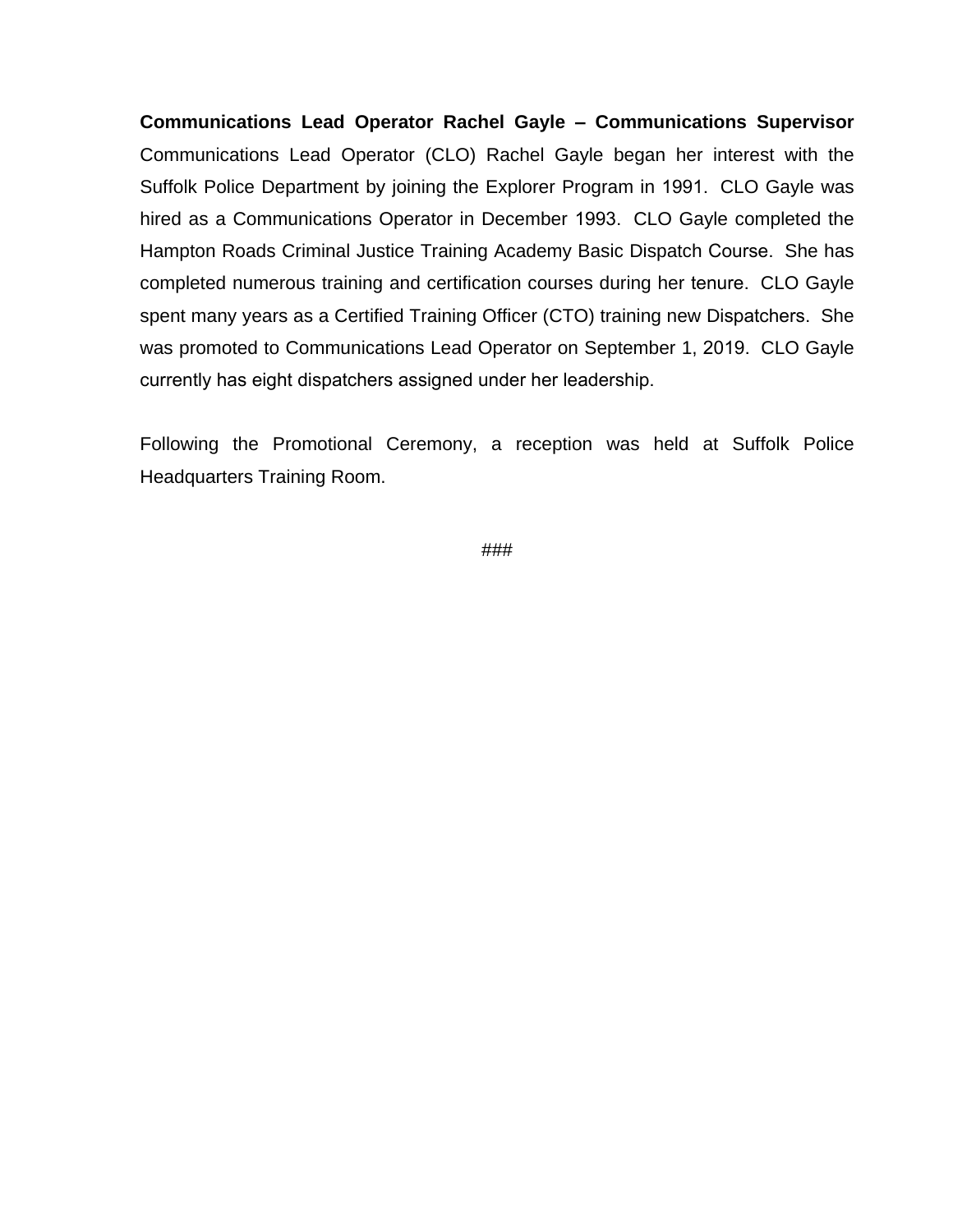**Communications Lead Operator Rachel Gayle – Communications Supervisor**
Communications Lead Operator (CLO) Rachel Gayle began her interest with the Suffolk Police Department by joining the Explorer Program in 1991. CLO Gayle was hired as a Communications Operator in December 1993. CLO Gayle completed the Hampton Roads Criminal Justice Training Academy Basic Dispatch Course. She has completed numerous training and certification courses during her tenure. CLO Gayle spent many years as a Certified Training Officer (CTO) training new Dispatchers. She was promoted to Communications Lead Operator on September 1, 2019. CLO Gayle currently has eight dispatchers assigned under her leadership.

Following the Promotional Ceremony, a reception was held at Suffolk Police Headquarters Training Room.

###